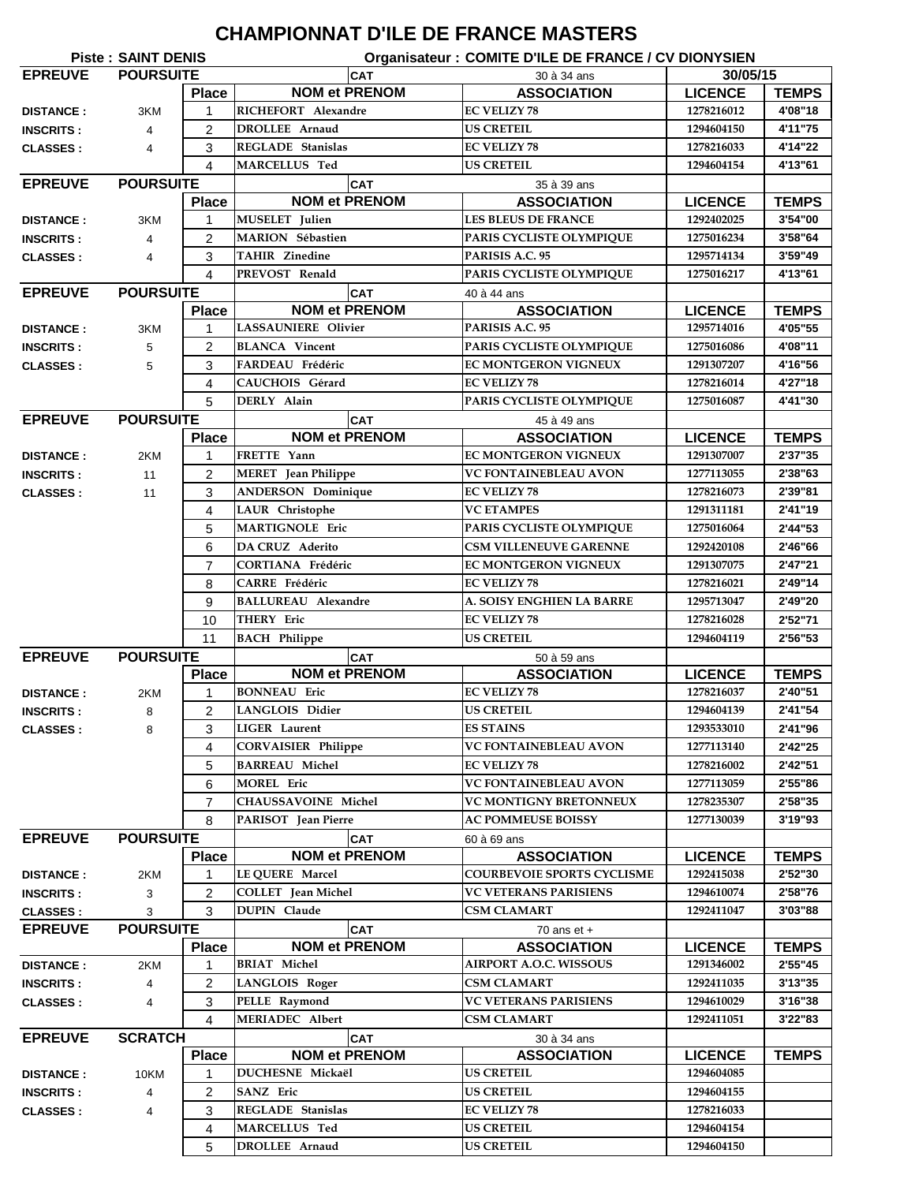# CHAMPIONNAT D'ILE DE FRANCE MASTERS

**Piste : SAINT DENIS** — **Organisateur : COMITE D'ILE DE FRANCE / CV DIONYSIEN**

| EPREUVE | POURSUITE | | CAT | 30 à 34 ans | 30/05/15 | |
|---|---|---|---|---|---|---|
| | | Place | NOM et PRENOM | ASSOCIATION | LICENCE | TEMPS |
| DISTANCE : | 3KM | 1 | RICHEFORT Alexandre | EC VELIZY 78 | 1278216012 | 4'08"18 |
| INSCRITS : | 4 | 2 | DROLLEE Arnaud | US CRETEIL | 1294604150 | 4'11"75 |
| CLASSES : | 4 | 3 | REGLADE Stanislas | EC VELIZY 78 | 1278216033 | 4'14"22 |
| | | 4 | MARCELLUS Ted | US CRETEIL | 1294604154 | 4'13"61 |

| EPREUVE | POURSUITE | | CAT | 35 à 39 ans | | |
|---|---|---|---|---|---|---|
| | | Place | NOM et PRENOM | ASSOCIATION | LICENCE | TEMPS |
| DISTANCE : | 3KM | 1 | MUSELET Julien | LES BLEUS DE FRANCE | 1292402025 | 3'54"00 |
| INSCRITS : | 4 | 2 | MARION Sébastien | PARIS CYCLISTE OLYMPIQUE | 1275016234 | 3'58"64 |
| CLASSES : | 4 | 3 | TAHIR Zinedine | PARISIS A.C. 95 | 1295714134 | 3'59"49 |
| | | 4 | PREVOST Renald | PARIS CYCLISTE OLYMPIQUE | 1275016217 | 4'13"61 |

| EPREUVE | POURSUITE | | CAT | 40 à 44 ans | | |
|---|---|---|---|---|---|---|
| | | Place | NOM et PRENOM | ASSOCIATION | LICENCE | TEMPS |
| DISTANCE : | 3KM | 1 | LASSAUNIERE Olivier | PARISIS A.C. 95 | 1295714016 | 4'05"55 |
| INSCRITS : | 5 | 2 | BLANCA Vincent | PARIS CYCLISTE OLYMPIQUE | 1275016086 | 4'08"11 |
| CLASSES : | 5 | 3 | FARDEAU Frédéric | EC MONTGERON VIGNEUX | 1291307207 | 4'16"56 |
| | | 4 | CAUCHOIS Gérard | EC VELIZY 78 | 1278216014 | 4'27"18 |
| | | 5 | DERLY Alain | PARIS CYCLISTE OLYMPIQUE | 1275016087 | 4'41"30 |

| EPREUVE | POURSUITE | | CAT | 45 à 49 ans | | |
|---|---|---|---|---|---|---|
| | | Place | NOM et PRENOM | ASSOCIATION | LICENCE | TEMPS |
| DISTANCE : | 2KM | 1 | FRETTE Yann | EC MONTGERON VIGNEUX | 1291307007 | 2'37"35 |
| INSCRITS : | 11 | 2 | MERET Jean Philippe | VC FONTAINEBLEAU AVON | 1277113055 | 2'38"63 |
| CLASSES : | 11 | 3 | ANDERSON Dominique | EC VELIZY 78 | 1278216073 | 2'39"81 |
| | | 4 | LAUR Christophe | VC ETAMPES | 1291311181 | 2'41"19 |
| | | 5 | MARTIGNOLE Eric | PARIS CYCLISTE OLYMPIQUE | 1275016064 | 2'44"53 |
| | | 6 | DA CRUZ Aderito | CSM VILLENEUVE GARENNE | 1292420108 | 2'46"66 |
| | | 7 | CORTIANA Frédéric | EC MONTGERON VIGNEUX | 1291307075 | 2'47"21 |
| | | 8 | CARRE Frédéric | EC VELIZY 78 | 1278216021 | 2'49"14 |
| | | 9 | BALLUREAU Alexandre | A. SOISY ENGHIEN LA BARRE | 1295713047 | 2'49"20 |
| | | 10 | THERY Eric | EC VELIZY 78 | 1278216028 | 2'52"71 |
| | | 11 | BACH Philippe | US CRETEIL | 1294604119 | 2'56"53 |

| EPREUVE | POURSUITE | | CAT | 50 à 59 ans | | |
|---|---|---|---|---|---|---|
| | | Place | NOM et PRENOM | ASSOCIATION | LICENCE | TEMPS |
| DISTANCE : | 2KM | 1 | BONNEAU Eric | EC VELIZY 78 | 1278216037 | 2'40"51 |
| INSCRITS : | 8 | 2 | LANGLOIS Didier | US CRETEIL | 1294604139 | 2'41"54 |
| CLASSES : | 8 | 3 | LIGER Laurent | ES STAINS | 1293533010 | 2'41"96 |
| | | 4 | CORVAISIER Philippe | VC FONTAINEBLEAU AVON | 1277113140 | 2'42"25 |
| | | 5 | BARREAU Michel | EC VELIZY 78 | 1278216002 | 2'42"51 |
| | | 6 | MOREL Eric | VC FONTAINEBLEAU AVON | 1277113059 | 2'55"86 |
| | | 7 | CHAUSSAVOINE Michel | VC MONTIGNY BRETONNEUX | 1278235307 | 2'58"35 |
| | | 8 | PARISOT Jean Pierre | AC POMMEUSE BOISSY | 1277130039 | 3'19"93 |

| EPREUVE | POURSUITE | | CAT | 60 à 69 ans | | |
|---|---|---|---|---|---|---|
| | | Place | NOM et PRENOM | ASSOCIATION | LICENCE | TEMPS |
| DISTANCE : | 2KM | 1 | LE QUERE Marcel | COURBEVOIE SPORTS CYCLISME | 1292415038 | 2'52"30 |
| INSCRITS : | 3 | 2 | COLLET Jean Michel | VC VETERANS PARISIENS | 1294610074 | 2'58"76 |
| CLASSES : | 3 | 3 | DUPIN Claude | CSM CLAMART | 1292411047 | 3'03"88 |

| EPREUVE | POURSUITE | | CAT | 70 ans et + | | |
|---|---|---|---|---|---|---|
| | | Place | NOM et PRENOM | ASSOCIATION | LICENCE | TEMPS |
| DISTANCE : | 2KM | 1 | BRIAT Michel | AIRPORT A.O.C. WISSOUS | 1291346002 | 2'55"45 |
| INSCRITS : | 4 | 2 | LANGLOIS Roger | CSM CLAMART | 1292411035 | 3'13"35 |
| CLASSES : | 4 | 3 | PELLE Raymond | VC VETERANS PARISIENS | 1294610029 | 3'16"38 |
| | | 4 | MERIADEC Albert | CSM CLAMART | 1292411051 | 3'22"83 |

| EPREUVE | SCRATCH | | CAT | 30 à 34 ans | | |
|---|---|---|---|---|---|---|
| | | Place | NOM et PRENOM | ASSOCIATION | LICENCE | TEMPS |
| DISTANCE : | 10KM | 1 | DUCHESNE Mickaël | US CRETEIL | 1294604085 | |
| INSCRITS : | 4 | 2 | SANZ Eric | US CRETEIL | 1294604155 | |
| CLASSES : | 4 | 3 | REGLADE Stanislas | EC VELIZY 78 | 1278216033 | |
| | | 4 | MARCELLUS Ted | US CRETEIL | 1294604154 | |
| | | 5 | DROLLEE Arnaud | US CRETEIL | 1294604150 | |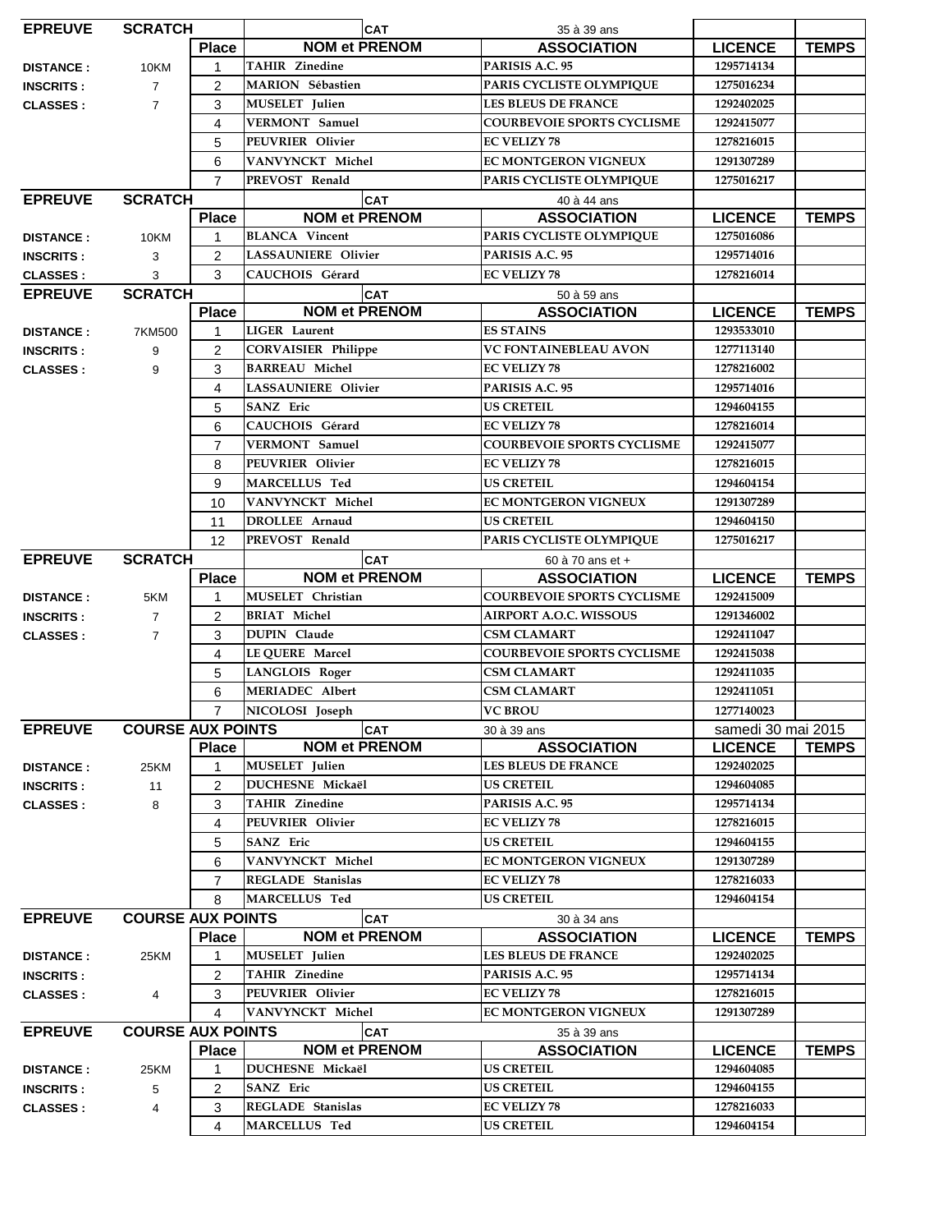| EPREUVE | SCRATCH | | CAT | 35 à 39 ans | | |
|---|---|---|---|---|---|---|
| | | **Place** | **NOM et PRENOM** | **ASSOCIATION** | **LICENCE** | **TEMPS** |
| **DISTANCE :** | 10KM | 1 | TAHIR Zinedine | PARISIS A.C. 95 | 1295714134 | |
| **INSCRITS :** | 7 | 2 | MARION Sébastien | PARIS CYCLISTE OLYMPIQUE | 1275016234 | |
| **CLASSES :** | 7 | 3 | MUSELET Julien | LES BLEUS DE FRANCE | 1292402025 | |
| | | 4 | VERMONT Samuel | COURBEVOIE SPORTS CYCLISME | 1292415077 | |
| | | 5 | PEUVRIER Olivier | EC VELIZY 78 | 1278216015 | |
| | | 6 | VANVYNCKT Michel | EC MONTGERON VIGNEUX | 1291307289 | |
| | | 7 | PREVOST Renald | PARIS CYCLISTE OLYMPIQUE | 1275016217 | |

| EPREUVE | SCRATCH | | CAT | 40 à 44 ans | | |
|---|---|---|---|---|---|---|
| | | **Place** | **NOM et PRENOM** | **ASSOCIATION** | **LICENCE** | **TEMPS** |
| **DISTANCE :** | 10KM | 1 | BLANCA Vincent | PARIS CYCLISTE OLYMPIQUE | 1275016086 | |
| **INSCRITS :** | 3 | 2 | LASSAUNIERE Olivier | PARISIS A.C. 95 | 1295714016 | |
| **CLASSES :** | 3 | 3 | CAUCHOIS Gérard | EC VELIZY 78 | 1278216014 | |

| EPREUVE | SCRATCH | | CAT | 50 à 59 ans | | |
|---|---|---|---|---|---|---|
| | | **Place** | **NOM et PRENOM** | **ASSOCIATION** | **LICENCE** | **TEMPS** |
| **DISTANCE :** | 7KM500 | 1 | LIGER Laurent | ES STAINS | 1293533010 | |
| **INSCRITS :** | 9 | 2 | CORVAISIER Philippe | VC FONTAINEBLEAU AVON | 1277113140 | |
| **CLASSES :** | 9 | 3 | BARREAU Michel | EC VELIZY 78 | 1278216002 | |
| | | 4 | LASSAUNIERE Olivier | PARISIS A.C. 95 | 1295714016 | |
| | | 5 | SANZ Eric | US CRETEIL | 1294604155 | |
| | | 6 | CAUCHOIS Gérard | EC VELIZY 78 | 1278216014 | |
| | | 7 | VERMONT Samuel | COURBEVOIE SPORTS CYCLISME | 1292415077 | |
| | | 8 | PEUVRIER Olivier | EC VELIZY 78 | 1278216015 | |
| | | 9 | MARCELLUS Ted | US CRETEIL | 1294604154 | |
| | | 10 | VANVYNCKT Michel | EC MONTGERON VIGNEUX | 1291307289 | |
| | | 11 | DROLLEE Arnaud | US CRETEIL | 1294604150 | |
| | | 12 | PREVOST Renald | PARIS CYCLISTE OLYMPIQUE | 1275016217 | |

| EPREUVE | SCRATCH | | CAT | 60 à 70 ans et + | | |
|---|---|---|---|---|---|---|
| | | **Place** | **NOM et PRENOM** | **ASSOCIATION** | **LICENCE** | **TEMPS** |
| **DISTANCE :** | 5KM | 1 | MUSELET Christian | COURBEVOIE SPORTS CYCLISME | 1292415009 | |
| **INSCRITS :** | 7 | 2 | BRIAT Michel | AIRPORT A.O.C. WISSOUS | 1291346002 | |
| **CLASSES :** | 7 | 3 | DUPIN Claude | CSM CLAMART | 1292411047 | |
| | | 4 | LE QUERE Marcel | COURBEVOIE SPORTS CYCLISME | 1292415038 | |
| | | 5 | LANGLOIS Roger | CSM CLAMART | 1292411035 | |
| | | 6 | MERIADEC Albert | CSM CLAMART | 1292411051 | |
| | | 7 | NICOLOSI Joseph | VC BROU | 1277140023 | |

| EPREUVE | COURSE AUX POINTS | | CAT | 30 à 39 ans | samedi 30 mai 2015 | |
|---|---|---|---|---|---|---|
| | | **Place** | **NOM et PRENOM** | **ASSOCIATION** | **LICENCE** | **TEMPS** |
| **DISTANCE :** | 25KM | 1 | MUSELET Julien | LES BLEUS DE FRANCE | 1292402025 | |
| **INSCRITS :** | 11 | 2 | DUCHESNE Mickaël | US CRETEIL | 1294604085 | |
| **CLASSES :** | 8 | 3 | TAHIR Zinedine | PARISIS A.C. 95 | 1295714134 | |
| | | 4 | PEUVRIER Olivier | EC VELIZY 78 | 1278216015 | |
| | | 5 | SANZ Eric | US CRETEIL | 1294604155 | |
| | | 6 | VANVYNCKT Michel | EC MONTGERON VIGNEUX | 1291307289 | |
| | | 7 | REGLADE Stanislas | EC VELIZY 78 | 1278216033 | |
| | | 8 | MARCELLUS Ted | US CRETEIL | 1294604154 | |

| EPREUVE | COURSE AUX POINTS | | CAT | 30 à 34 ans | | |
|---|---|---|---|---|---|---|
| | | **Place** | **NOM et PRENOM** | **ASSOCIATION** | **LICENCE** | **TEMPS** |
| **DISTANCE :** | 25KM | 1 | MUSELET Julien | LES BLEUS DE FRANCE | 1292402025 | |
| **INSCRITS :** | | 2 | TAHIR Zinedine | PARISIS A.C. 95 | 1295714134 | |
| **CLASSES :** | 4 | 3 | PEUVRIER Olivier | EC VELIZY 78 | 1278216015 | |
| | | 4 | VANVYNCKT Michel | EC MONTGERON VIGNEUX | 1291307289 | |

| EPREUVE | COURSE AUX POINTS | | CAT | 35 à 39 ans | | |
|---|---|---|---|---|---|---|
| | | **Place** | **NOM et PRENOM** | **ASSOCIATION** | **LICENCE** | **TEMPS** |
| **DISTANCE :** | 25KM | 1 | DUCHESNE Mickaël | US CRETEIL | 1294604085 | |
| **INSCRITS :** | 5 | 2 | SANZ Eric | US CRETEIL | 1294604155 | |
| **CLASSES :** | 4 | 3 | REGLADE Stanislas | EC VELIZY 78 | 1278216033 | |
| | | 4 | MARCELLUS Ted | US CRETEIL | 1294604154 | |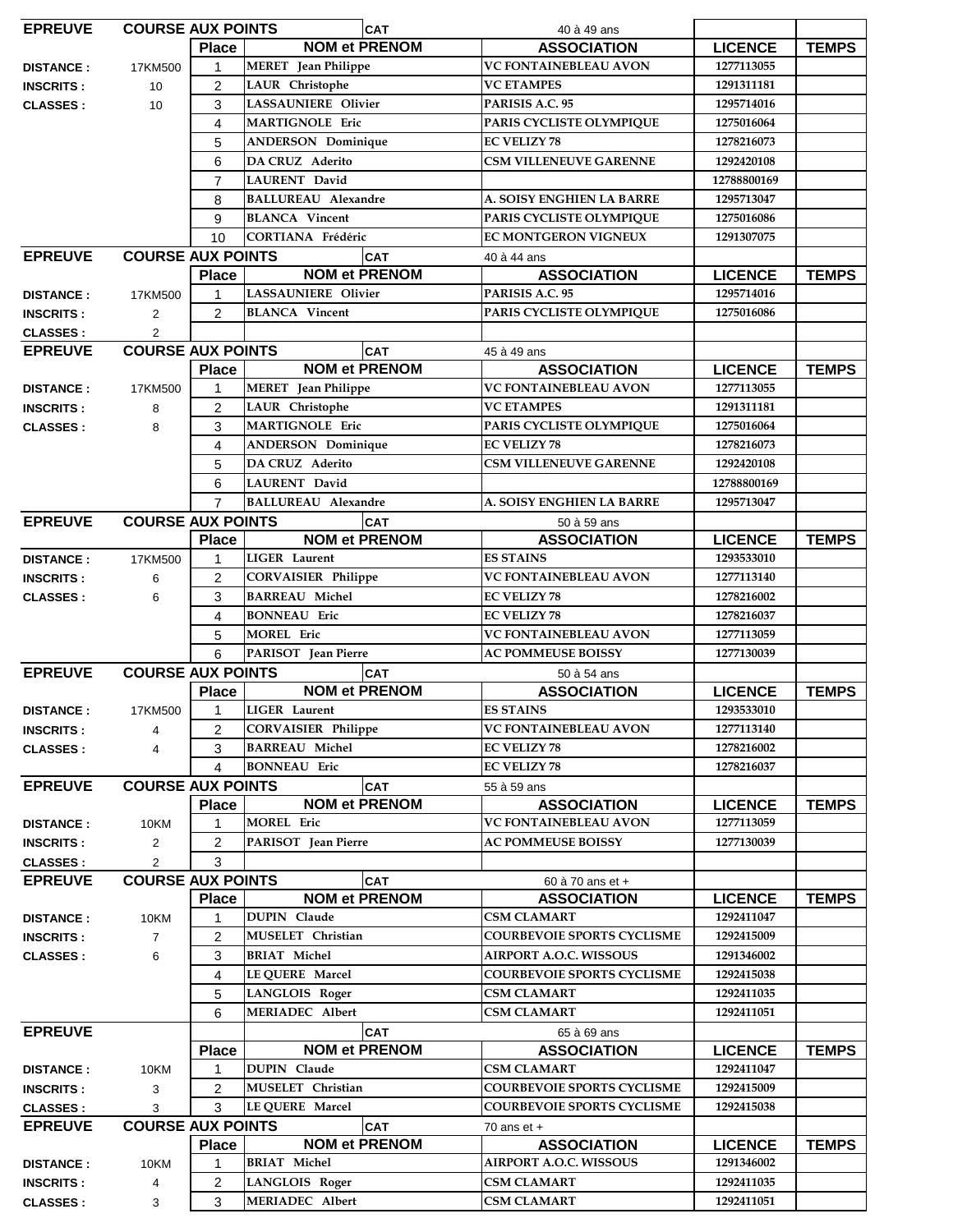| EPREUVE | COURSE AUX POINTS | | CAT | 40 à 49 ans | | |
|---|---|---|---|---|---|---|
| | | Place | NOM et PRENOM | ASSOCIATION | LICENCE | TEMPS |
| DISTANCE : | 17KM500 | 1 | MERET Jean Philippe | VC FONTAINEBLEAU AVON | 1277113055 | |
| INSCRITS : | 10 | 2 | LAUR Christophe | VC ETAMPES | 1291311181 | |
| CLASSES : | 10 | 3 | LASSAUNIERE Olivier | PARISIS A.C. 95 | 1295714016 | |
| | | 4 | MARTIGNOLE Eric | PARIS CYCLISTE OLYMPIQUE | 1275016064 | |
| | | 5 | ANDERSON Dominique | EC VELIZY 78 | 1278216073 | |
| | | 6 | DA CRUZ Aderito | CSM VILLENEUVE GARENNE | 1292420108 | |
| | | 7 | LAURENT David | | 12788800169 | |
| | | 8 | BALLUREAU Alexandre | A. SOISY ENGHIEN LA BARRE | 1295713047 | |
| | | 9 | BLANCA Vincent | PARIS CYCLISTE OLYMPIQUE | 1275016086 | |
| | | 10 | CORTIANA Frédéric | EC MONTGERON VIGNEUX | 1291307075 | |

| EPREUVE | COURSE AUX POINTS | | CAT | 40 à 44 ans | | |
|---|---|---|---|---|---|---|
| | | Place | NOM et PRENOM | ASSOCIATION | LICENCE | TEMPS |
| DISTANCE : | 17KM500 | 1 | LASSAUNIERE Olivier | PARISIS A.C. 95 | 1295714016 | |
| INSCRITS : | 2 | 2 | BLANCA Vincent | PARIS CYCLISTE OLYMPIQUE | 1275016086 | |
| CLASSES : | 2 | | | | | |

| EPREUVE | COURSE AUX POINTS | | CAT | 45 à 49 ans | | |
|---|---|---|---|---|---|---|
| | | Place | NOM et PRENOM | ASSOCIATION | LICENCE | TEMPS |
| DISTANCE : | 17KM500 | 1 | MERET Jean Philippe | VC FONTAINEBLEAU AVON | 1277113055 | |
| INSCRITS : | 8 | 2 | LAUR Christophe | VC ETAMPES | 1291311181 | |
| CLASSES : | 8 | 3 | MARTIGNOLE Eric | PARIS CYCLISTE OLYMPIQUE | 1275016064 | |
| | | 4 | ANDERSON Dominique | EC VELIZY 78 | 1278216073 | |
| | | 5 | DA CRUZ Aderito | CSM VILLENEUVE GARENNE | 1292420108 | |
| | | 6 | LAURENT David | | 12788800169 | |
| | | 7 | BALLUREAU Alexandre | A. SOISY ENGHIEN LA BARRE | 1295713047 | |

| EPREUVE | COURSE AUX POINTS | | CAT | 50 à 59 ans | | |
|---|---|---|---|---|---|---|
| | | Place | NOM et PRENOM | ASSOCIATION | LICENCE | TEMPS |
| DISTANCE : | 17KM500 | 1 | LIGER Laurent | ES STAINS | 1293533010 | |
| INSCRITS : | 6 | 2 | CORVAISIER Philippe | VC FONTAINEBLEAU AVON | 1277113140 | |
| CLASSES : | 6 | 3 | BARREAU Michel | EC VELIZY 78 | 1278216002 | |
| | | 4 | BONNEAU Eric | EC VELIZY 78 | 1278216037 | |
| | | 5 | MOREL Eric | VC FONTAINEBLEAU AVON | 1277113059 | |
| | | 6 | PARISOT Jean Pierre | AC POMMEUSE BOISSY | 1277130039 | |

| EPREUVE | COURSE AUX POINTS | | CAT | 50 à 54 ans | | |
|---|---|---|---|---|---|---|
| | | Place | NOM et PRENOM | ASSOCIATION | LICENCE | TEMPS |
| DISTANCE : | 17KM500 | 1 | LIGER Laurent | ES STAINS | 1293533010 | |
| INSCRITS : | 4 | 2 | CORVAISIER Philippe | VC FONTAINEBLEAU AVON | 1277113140 | |
| CLASSES : | 4 | 3 | BARREAU Michel | EC VELIZY 78 | 1278216002 | |
| | | 4 | BONNEAU Eric | EC VELIZY 78 | 1278216037 | |

| EPREUVE | COURSE AUX POINTS | | CAT | 55 à 59 ans | | |
|---|---|---|---|---|---|---|
| | | Place | NOM et PRENOM | ASSOCIATION | LICENCE | TEMPS |
| DISTANCE : | 10KM | 1 | MOREL Eric | VC FONTAINEBLEAU AVON | 1277113059 | |
| INSCRITS : | 2 | 2 | PARISOT Jean Pierre | AC POMMEUSE BOISSY | 1277130039 | |
| CLASSES : | 2 | 3 | | | | |

| EPREUVE | COURSE AUX POINTS | | CAT | 60 à 70 ans et + | | |
|---|---|---|---|---|---|---|
| | | Place | NOM et PRENOM | ASSOCIATION | LICENCE | TEMPS |
| DISTANCE : | 10KM | 1 | DUPIN Claude | CSM CLAMART | 1292411047 | |
| INSCRITS : | 7 | 2 | MUSELET Christian | COURBEVOIE SPORTS CYCLISME | 1292415009 | |
| CLASSES : | 6 | 3 | BRIAT Michel | AIRPORT A.O.C. WISSOUS | 1291346002 | |
| | | 4 | LE QUERE Marcel | COURBEVOIE SPORTS CYCLISME | 1292415038 | |
| | | 5 | LANGLOIS Roger | CSM CLAMART | 1292411035 | |
| | | 6 | MERIADEC Albert | CSM CLAMART | 1292411051 | |

| EPREUVE | | | CAT | 65 à 69 ans | | |
|---|---|---|---|---|---|---|
| | | Place | NOM et PRENOM | ASSOCIATION | LICENCE | TEMPS |
| DISTANCE : | 10KM | 1 | DUPIN Claude | CSM CLAMART | 1292411047 | |
| INSCRITS : | 3 | 2 | MUSELET Christian | COURBEVOIE SPORTS CYCLISME | 1292415009 | |
| CLASSES : | 3 | 3 | LE QUERE Marcel | COURBEVOIE SPORTS CYCLISME | 1292415038 | |

| EPREUVE | COURSE AUX POINTS | | CAT | 70 ans et + | | |
|---|---|---|---|---|---|---|
| | | Place | NOM et PRENOM | ASSOCIATION | LICENCE | TEMPS |
| DISTANCE : | 10KM | 1 | BRIAT Michel | AIRPORT A.O.C. WISSOUS | 1291346002 | |
| INSCRITS : | 4 | 2 | LANGLOIS Roger | CSM CLAMART | 1292411035 | |
| CLASSES : | 3 | 3 | MERIADEC Albert | CSM CLAMART | 1292411051 | |